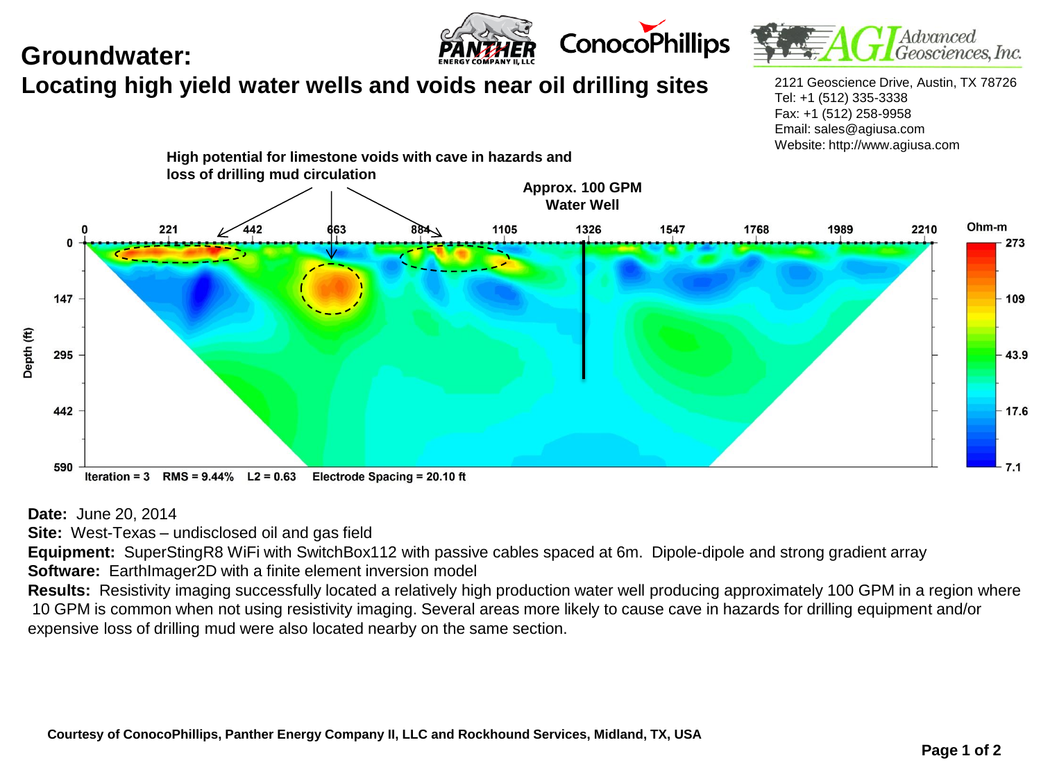# Groundwater:

## Locating high yield water wells and voids near oil drilling sites

2121 Geoscience Drive, Austin, TX 78726
Tel: +1 (512) 335-3338
Fax: +1 (512) 258-9958
Email: sales@agiusa.com
Website: http://www.agiusa.com

**Date:** June 20, 2014

**Site:** West-Texas – undisclosed oil and gas field

**Equipment:** SuperStingR8 WiFi with SwitchBox112 with passive cables spaced at 6m. Dipole-dipole and strong gradient array

**Software:** EarthImager2D with a finite element inversion model

**Results:** Resistivity imaging successfully located a relatively high production water well producing approximately 100 GPM in a region where 10 GPM is common when not using resistivity imaging. Several areas more likely to cause cave in hazards for drilling equipment and/or expensive loss of drilling mud were also located nearby on the same section.

**Courtesy of ConocoPhillips, Panther Energy Company II, LLC and Rockhound Services, Midland, TX, USA**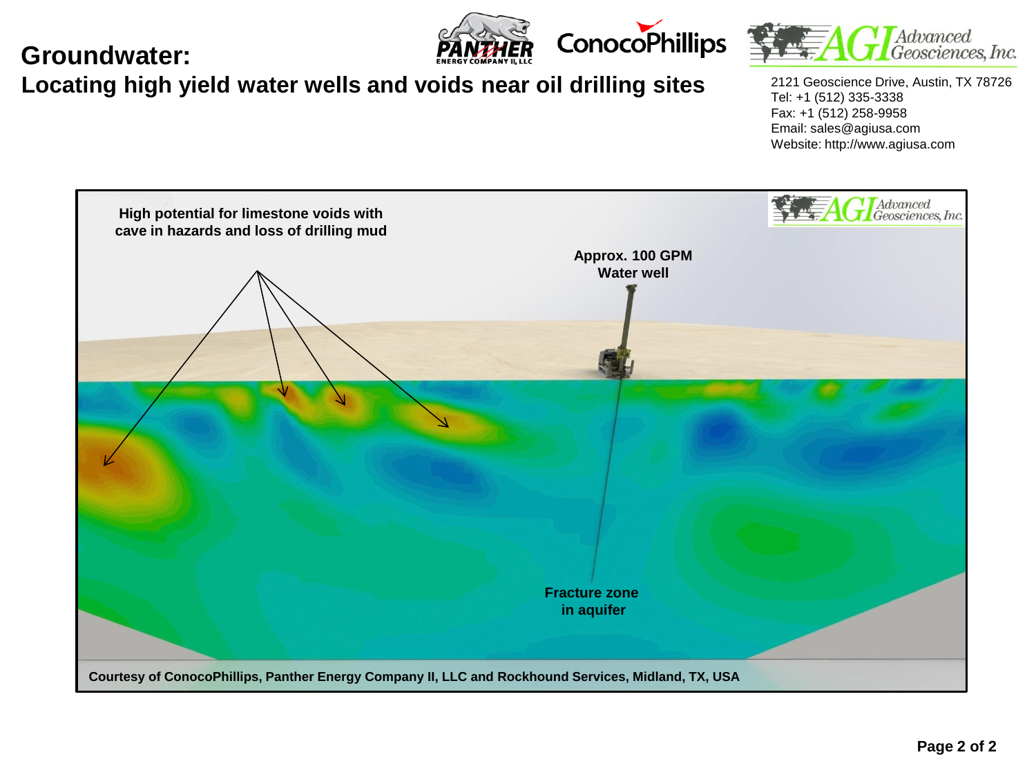# Groundwater:

## Locating high yield water wells and voids near oil drilling sites

2121 Geoscience Drive, Austin, TX 78726
Tel: +1 (512) 335-3338
Fax: +1 (512) 258-9958
Email: sales@agiusa.com
Website: http://www.agiusa.com

High potential for limestone voids with cave in hazards and loss of drilling mud

Approx. 100 GPM Water well

Fracture zone in aquifer

Courtesy of ConocoPhillips, Panther Energy Company II, LLC and Rockhound Services, Midland, TX, USA